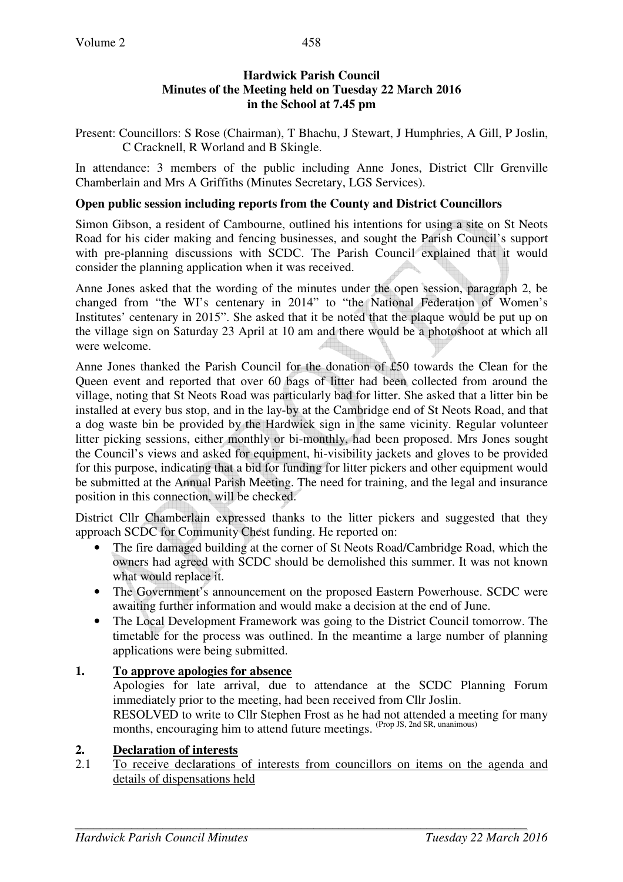**Hardwick Parish Council**
**Minutes of the Meeting held on Tuesday 22 March 2016**
**in the School at 7.45 pm**

Present: Councillors: S Rose (Chairman), T Bhachu, J Stewart, J Humphries, A Gill, P Joslin, C Cracknell, R Worland and B Skingle.

In attendance: 3 members of the public including Anne Jones, District Cllr Grenville Chamberlain and Mrs A Griffiths (Minutes Secretary, LGS Services).

**Open public session including reports from the County and District Councillors**

Simon Gibson, a resident of Cambourne, outlined his intentions for using a site on St Neots Road for his cider making and fencing businesses, and sought the Parish Council's support with pre-planning discussions with SCDC. The Parish Council explained that it would consider the planning application when it was received.

Anne Jones asked that the wording of the minutes under the open session, paragraph 2, be changed from "the WI's centenary in 2014" to "the National Federation of Women's Institutes' centenary in 2015". She asked that it be noted that the plaque would be put up on the village sign on Saturday 23 April at 10 am and there would be a photoshoot at which all were welcome.

Anne Jones thanked the Parish Council for the donation of £50 towards the Clean for the Queen event and reported that over 60 bags of litter had been collected from around the village, noting that St Neots Road was particularly bad for litter. She asked that a litter bin be installed at every bus stop, and in the lay-by at the Cambridge end of St Neots Road, and that a dog waste bin be provided by the Hardwick sign in the same vicinity. Regular volunteer litter picking sessions, either monthly or bi-monthly, had been proposed. Mrs Jones sought the Council's views and asked for equipment, hi-visibility jackets and gloves to be provided for this purpose, indicating that a bid for funding for litter pickers and other equipment would be submitted at the Annual Parish Meeting. The need for training, and the legal and insurance position in this connection, will be checked.

District Cllr Chamberlain expressed thanks to the litter pickers and suggested that they approach SCDC for Community Chest funding. He reported on:

- The fire damaged building at the corner of St Neots Road/Cambridge Road, which the owners had agreed with SCDC should be demolished this summer. It was not known what would replace it.
- The Government's announcement on the proposed Eastern Powerhouse. SCDC were awaiting further information and would make a decision at the end of June.
- The Local Development Framework was going to the District Council tomorrow. The timetable for the process was outlined. In the meantime a large number of planning applications were being submitted.

## 1. <u>To approve apologies for absence</u>

Apologies for late arrival, due to attendance at the SCDC Planning Forum immediately prior to the meeting, had been received from Cllr Joslin.

RESOLVED to write to Cllr Stephen Frost as he had not attended a meeting for many months, encouraging him to attend future meetings. (Prop JS, 2nd SR, unanimous)

## 2. <u>Declaration of interests</u>

2.1 <u>To receive declarations of interests from councillors on items on the agenda and details of dispensations held</u>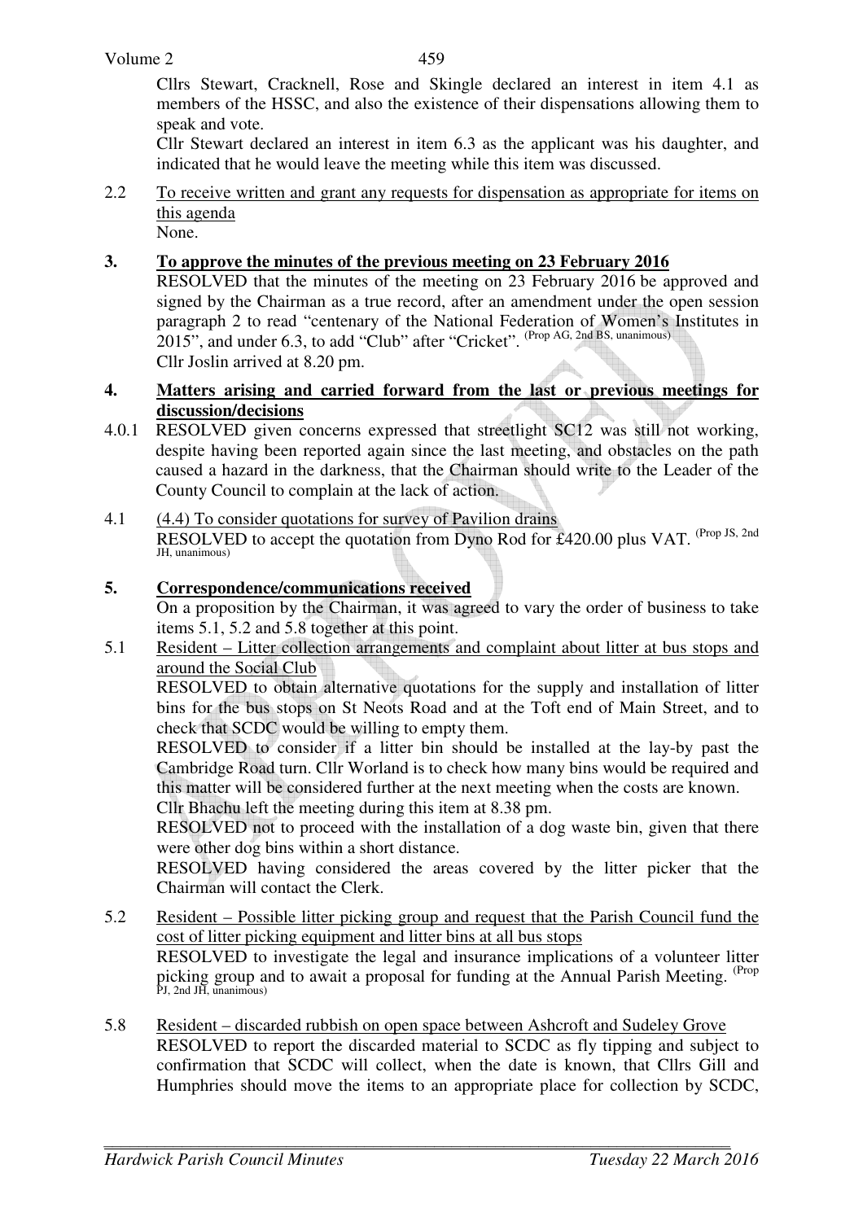Cllrs Stewart, Cracknell, Rose and Skingle declared an interest in item 4.1 as members of the HSSC, and also the existence of their dispensations allowing them to speak and vote.

Cllr Stewart declared an interest in item 6.3 as the applicant was his daughter, and indicated that he would leave the meeting while this item was discussed.

2.2 To receive written and grant any requests for dispensation as appropriate for items on this agenda

None.

**3. To approve the minutes of the previous meeting on 23 February 2016**

RESOLVED that the minutes of the meeting on 23 February 2016 be approved and signed by the Chairman as a true record, after an amendment under the open session paragraph 2 to read "centenary of the National Federation of Women's Institutes in 2015", and under 6.3, to add "Club" after "Cricket". (Prop AG, 2nd BS, unanimous)

Cllr Joslin arrived at 8.20 pm.

**4. Matters arising and carried forward from the last or previous meetings for discussion/decisions**

4.0.1 RESOLVED given concerns expressed that streetlight SC12 was still not working, despite having been reported again since the last meeting, and obstacles on the path caused a hazard in the darkness, that the Chairman should write to the Leader of the County Council to complain at the lack of action.

4.1 (4.4) To consider quotations for survey of Pavilion drains

RESOLVED to accept the quotation from Dyno Rod for £420.00 plus VAT. (Prop JS, 2nd JH, unanimous)

**5. Correspondence/communications received**

On a proposition by the Chairman, it was agreed to vary the order of business to take items 5.1, 5.2 and 5.8 together at this point.

5.1 Resident – Litter collection arrangements and complaint about litter at bus stops and around the Social Club

RESOLVED to obtain alternative quotations for the supply and installation of litter bins for the bus stops on St Neots Road and at the Toft end of Main Street, and to check that SCDC would be willing to empty them.

RESOLVED to consider if a litter bin should be installed at the lay-by past the Cambridge Road turn. Cllr Worland is to check how many bins would be required and this matter will be considered further at the next meeting when the costs are known.

Cllr Bhachu left the meeting during this item at 8.38 pm.

RESOLVED not to proceed with the installation of a dog waste bin, given that there were other dog bins within a short distance.

RESOLVED having considered the areas covered by the litter picker that the Chairman will contact the Clerk.

5.2 Resident – Possible litter picking group and request that the Parish Council fund the cost of litter picking equipment and litter bins at all bus stops

RESOLVED to investigate the legal and insurance implications of a volunteer litter picking group and to await a proposal for funding at the Annual Parish Meeting. (Prop PJ, 2nd JH, unanimous)

5.8 Resident – discarded rubbish on open space between Ashcroft and Sudeley Grove

RESOLVED to report the discarded material to SCDC as fly tipping and subject to confirmation that SCDC will collect, when the date is known, that Cllrs Gill and Humphries should move the items to an appropriate place for collection by SCDC,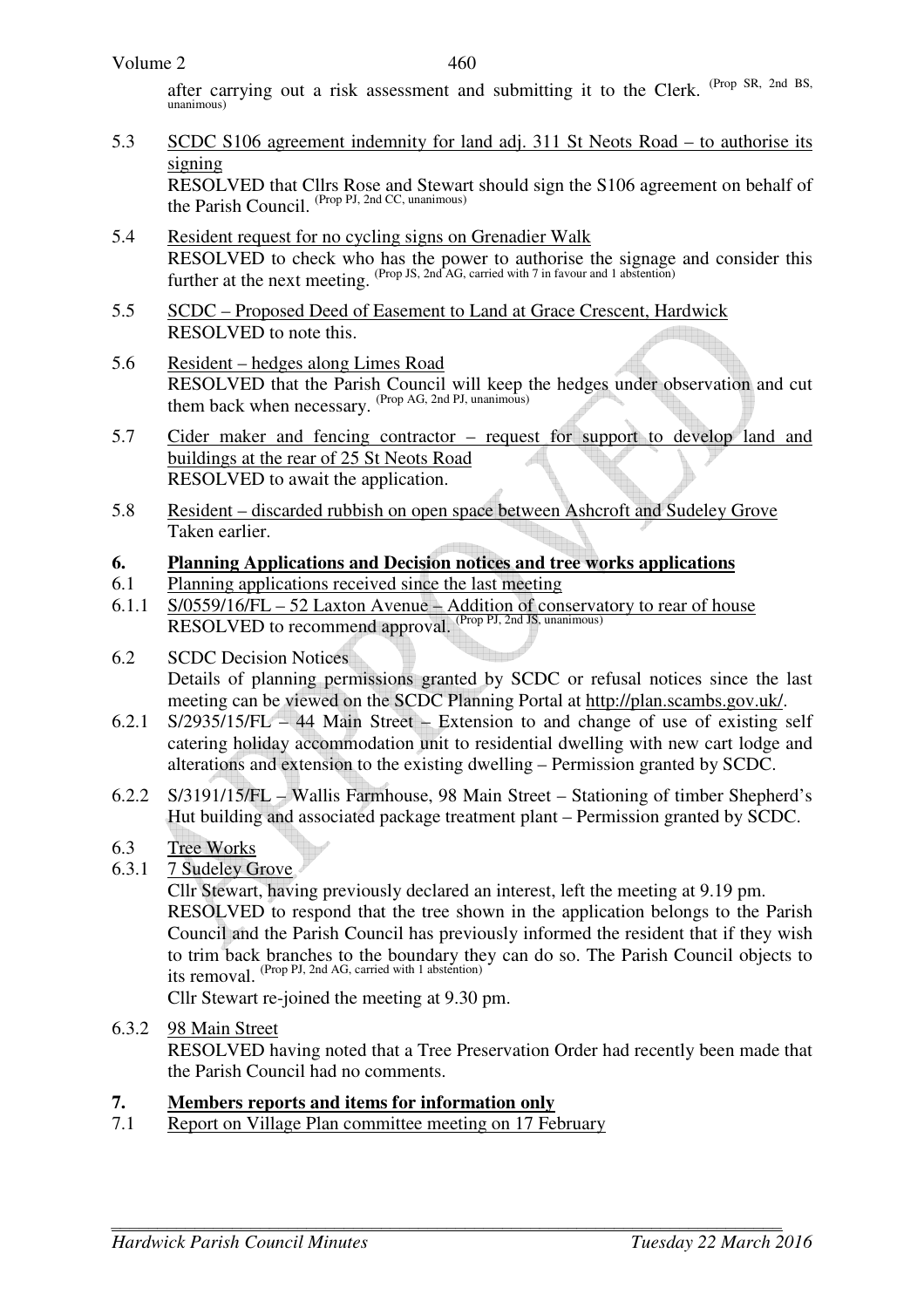after carrying out a risk assessment and submitting it to the Clerk. (Prop SR, 2nd BS, unanimous)

5.3 SCDC S106 agreement indemnity for land adj. 311 St Neots Road – to authorise its signing
RESOLVED that Cllrs Rose and Stewart should sign the S106 agreement on behalf of the Parish Council. (Prop PJ, 2nd CC, unanimous)

5.4 Resident request for no cycling signs on Grenadier Walk
RESOLVED to check who has the power to authorise the signage and consider this further at the next meeting. (Prop JS, 2nd AG, carried with 7 in favour and 1 abstention)

5.5 SCDC – Proposed Deed of Easement to Land at Grace Crescent, Hardwick
RESOLVED to note this.

5.6 Resident – hedges along Limes Road
RESOLVED that the Parish Council will keep the hedges under observation and cut them back when necessary. (Prop AG, 2nd PJ, unanimous)

5.7 Cider maker and fencing contractor – request for support to develop land and buildings at the rear of 25 St Neots Road
RESOLVED to await the application.

5.8 Resident – discarded rubbish on open space between Ashcroft and Sudeley Grove
Taken earlier.

**6. Planning Applications and Decision notices and tree works applications**

6.1 Planning applications received since the last meeting

6.1.1 S/0559/16/FL – 52 Laxton Avenue – Addition of conservatory to rear of house
RESOLVED to recommend approval. (Prop PJ, 2nd JS, unanimous)

6.2 SCDC Decision Notices
Details of planning permissions granted by SCDC or refusal notices since the last meeting can be viewed on the SCDC Planning Portal at http://plan.scambs.gov.uk/.

6.2.1 S/2935/15/FL – 44 Main Street – Extension to and change of use of existing self catering holiday accommodation unit to residential dwelling with new cart lodge and alterations and extension to the existing dwelling – Permission granted by SCDC.

6.2.2 S/3191/15/FL – Wallis Farmhouse, 98 Main Street – Stationing of timber Shepherd's Hut building and associated package treatment plant – Permission granted by SCDC.

6.3 Tree Works

6.3.1 7 Sudeley Grove
Cllr Stewart, having previously declared an interest, left the meeting at 9.19 pm.
RESOLVED to respond that the tree shown in the application belongs to the Parish Council and the Parish Council has previously informed the resident that if they wish to trim back branches to the boundary they can do so. The Parish Council objects to its removal. (Prop PJ, 2nd AG, carried with 1 abstention)
Cllr Stewart re-joined the meeting at 9.30 pm.

6.3.2 98 Main Street
RESOLVED having noted that a Tree Preservation Order had recently been made that the Parish Council had no comments.

**7. Members reports and items for information only**

7.1 Report on Village Plan committee meeting on 17 February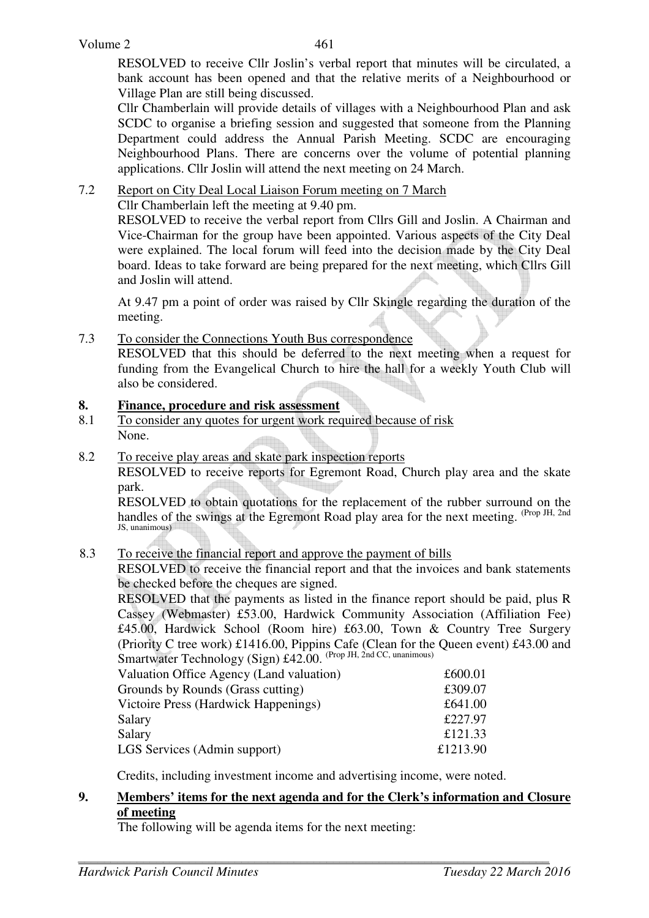RESOLVED to receive Cllr Joslin's verbal report that minutes will be circulated, a bank account has been opened and that the relative merits of a Neighbourhood or Village Plan are still being discussed.

Cllr Chamberlain will provide details of villages with a Neighbourhood Plan and ask SCDC to organise a briefing session and suggested that someone from the Planning Department could address the Annual Parish Meeting. SCDC are encouraging Neighbourhood Plans. There are concerns over the volume of potential planning applications. Cllr Joslin will attend the next meeting on 24 March.

7.2 Report on City Deal Local Liaison Forum meeting on 7 March

Cllr Chamberlain left the meeting at 9.40 pm.

RESOLVED to receive the verbal report from Cllrs Gill and Joslin. A Chairman and Vice-Chairman for the group have been appointed. Various aspects of the City Deal were explained. The local forum will feed into the decision made by the City Deal board. Ideas to take forward are being prepared for the next meeting, which Cllrs Gill and Joslin will attend.

At 9.47 pm a point of order was raised by Cllr Skingle regarding the duration of the meeting.

7.3 To consider the Connections Youth Bus correspondence

RESOLVED that this should be deferred to the next meeting when a request for funding from the Evangelical Church to hire the hall for a weekly Youth Club will also be considered.

## 8. Finance, procedure and risk assessment

8.1 To consider any quotes for urgent work required because of risk

None.

8.2 To receive play areas and skate park inspection reports

RESOLVED to receive reports for Egremont Road, Church play area and the skate park.

RESOLVED to obtain quotations for the replacement of the rubber surround on the handles of the swings at the Egremont Road play area for the next meeting. (Prop JH, 2nd JS, unanimous)

8.3 To receive the financial report and approve the payment of bills

RESOLVED to receive the financial report and that the invoices and bank statements be checked before the cheques are signed.

RESOLVED that the payments as listed in the finance report should be paid, plus R Cassey (Webmaster) £53.00, Hardwick Community Association (Affiliation Fee) £45.00, Hardwick School (Room hire) £63.00, Town & Country Tree Surgery (Priority C tree work) £1416.00, Pippins Cafe (Clean for the Queen event) £43.00 and Smartwater Technology (Sign) £42.00. (Prop JH, 2nd CC, unanimous)

| | |
|---|---|
| Valuation Office Agency (Land valuation) | £600.01 |
| Grounds by Rounds (Grass cutting) | £309.07 |
| Victoire Press (Hardwick Happenings) | £641.00 |
| Salary | £227.97 |
| Salary | £121.33 |
| LGS Services (Admin support) | £1213.90 |

Credits, including investment income and advertising income, were noted.

## 9. Members' items for the next agenda and for the Clerk's information and Closure of meeting

The following will be agenda items for the next meeting: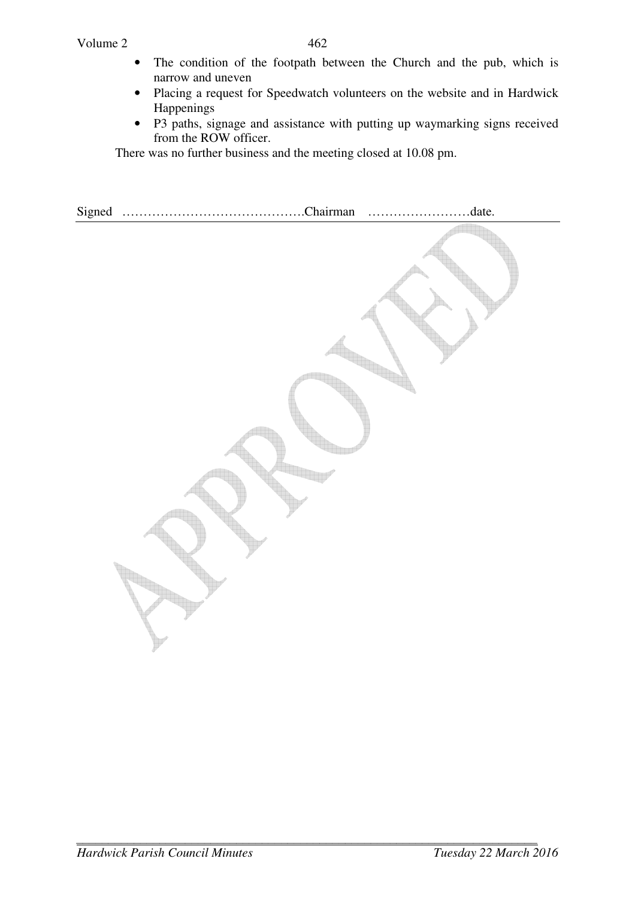- The condition of the footpath between the Church and the pub, which is narrow and uneven
- Placing a request for Speedwatch volunteers on the website and in Hardwick Happenings
- P3 paths, signage and assistance with putting up waymarking signs received from the ROW officer.

There was no further business and the meeting closed at 10.08 pm.

Signed ……………………………………Chairman ……………………date.

APPROVED